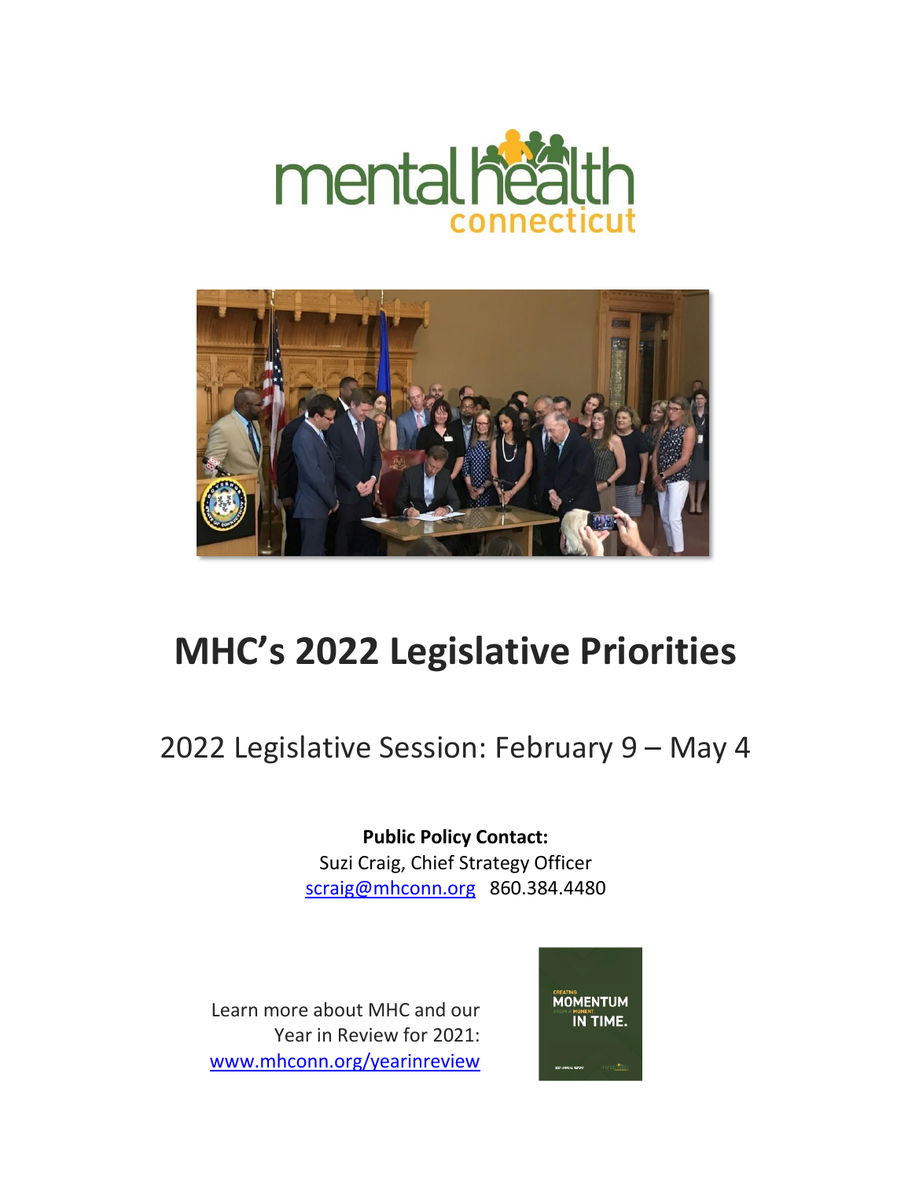# MHC's 2022 Legislative Priorities

2022 Legislative Session: February 9 – May 4

**Public Policy Contact:**
Suzi Craig, Chief Strategy Officer
scraig@mhconn.org 860.384.4480

Learn more about MHC and our Year in Review for 2021:
www.mhconn.org/yearinreview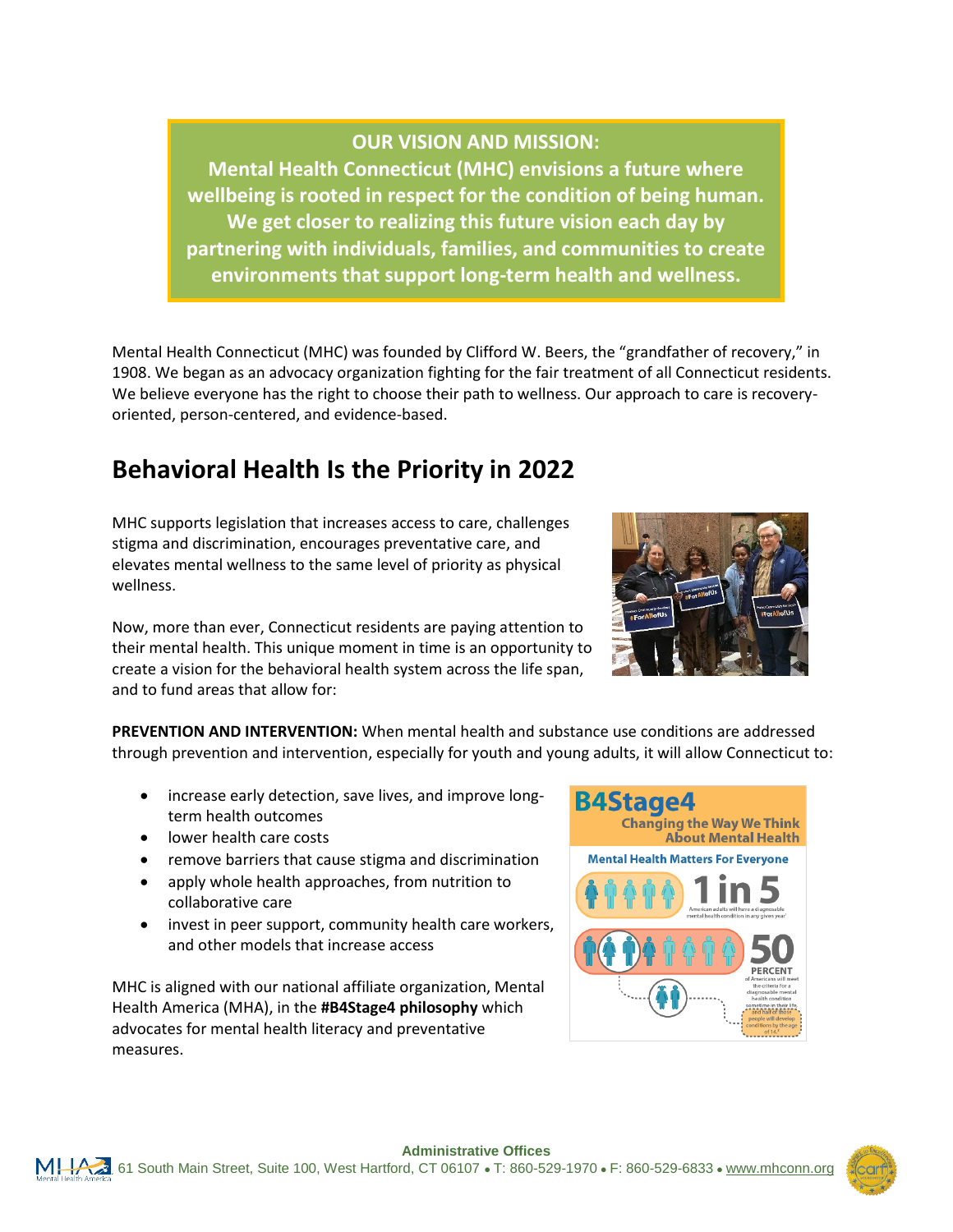**OUR VISION AND MISSION:**
**Mental Health Connecticut (MHC) envisions a future where wellbeing is rooted in respect for the condition of being human. We get closer to realizing this future vision each day by partnering with individuals, families, and communities to create environments that support long-term health and wellness.**

Mental Health Connecticut (MHC) was founded by Clifford W. Beers, the "grandfather of recovery," in 1908. We began as an advocacy organization fighting for the fair treatment of all Connecticut residents. We believe everyone has the right to choose their path to wellness. Our approach to care is recovery-oriented, person-centered, and evidence-based.

## Behavioral Health Is the Priority in 2022

MHC supports legislation that increases access to care, challenges stigma and discrimination, encourages preventative care, and elevates mental wellness to the same level of priority as physical wellness.

Now, more than ever, Connecticut residents are paying attention to their mental health. This unique moment in time is an opportunity to create a vision for the behavioral health system across the life span, and to fund areas that allow for:

**PREVENTION AND INTERVENTION:** When mental health and substance use conditions are addressed through prevention and intervention, especially for youth and young adults, it will allow Connecticut to:

- increase early detection, save lives, and improve long-term health outcomes
- lower health care costs
- remove barriers that cause stigma and discrimination
- apply whole health approaches, from nutrition to collaborative care
- invest in peer support, community health care workers, and other models that increase access

MHC is aligned with our national affiliate organization, Mental Health America (MHA), in the **#B4Stage4 philosophy** which advocates for mental health literacy and preventative measures.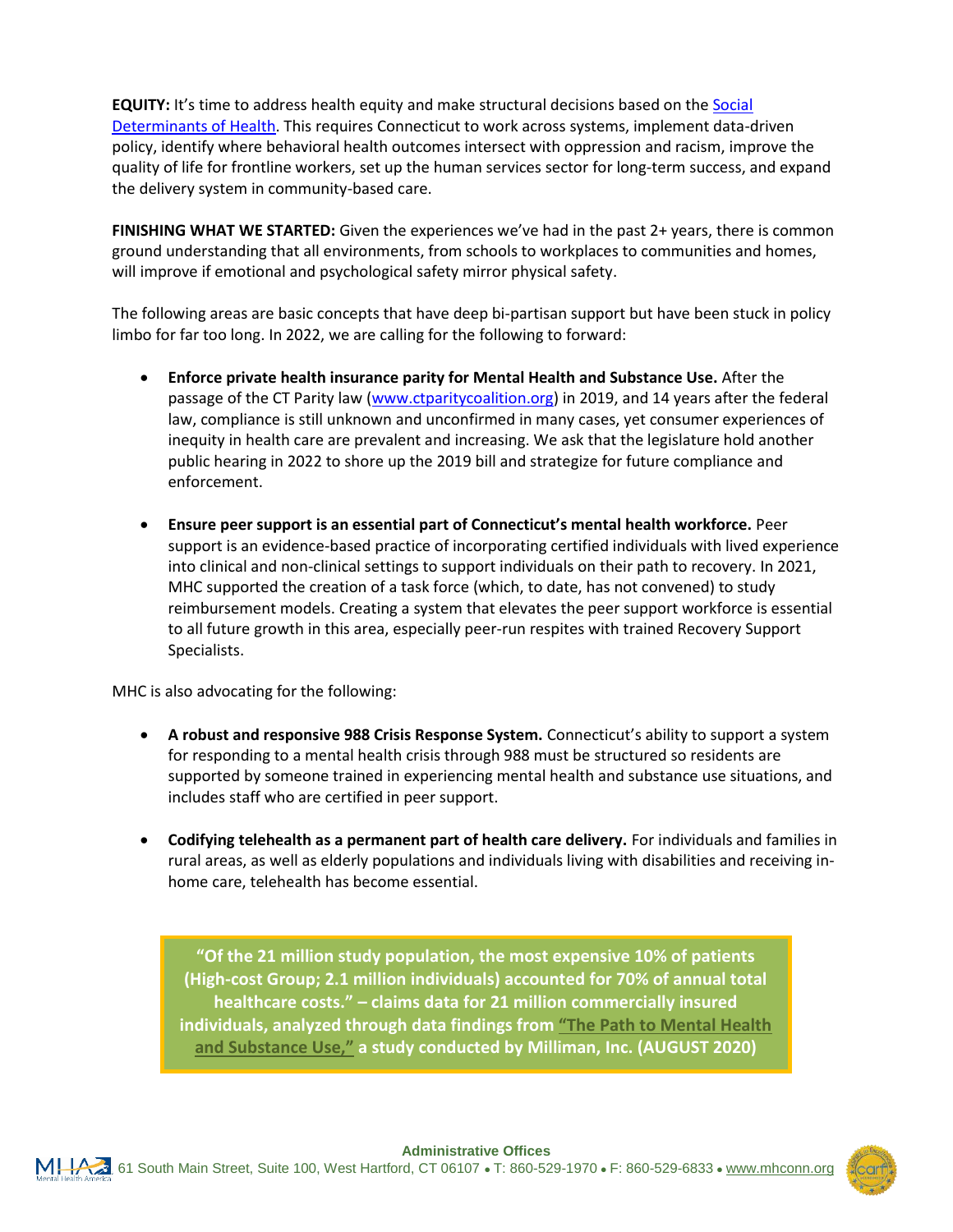**EQUITY:** It's time to address health equity and make structural decisions based on the Social Determinants of Health. This requires Connecticut to work across systems, implement data-driven policy, identify where behavioral health outcomes intersect with oppression and racism, improve the quality of life for frontline workers, set up the human services sector for long-term success, and expand the delivery system in community-based care.

**FINISHING WHAT WE STARTED:** Given the experiences we've had in the past 2+ years, there is common ground understanding that all environments, from schools to workplaces to communities and homes, will improve if emotional and psychological safety mirror physical safety.

The following areas are basic concepts that have deep bi-partisan support but have been stuck in policy limbo for far too long. In 2022, we are calling for the following to forward:

- **Enforce private health insurance parity for Mental Health and Substance Use.** After the passage of the CT Parity law (www.ctparitycoalition.org) in 2019, and 14 years after the federal law, compliance is still unknown and unconfirmed in many cases, yet consumer experiences of inequity in health care are prevalent and increasing. We ask that the legislature hold another public hearing in 2022 to shore up the 2019 bill and strategize for future compliance and enforcement.

- **Ensure peer support is an essential part of Connecticut's mental health workforce.** Peer support is an evidence-based practice of incorporating certified individuals with lived experience into clinical and non-clinical settings to support individuals on their path to recovery. In 2021, MHC supported the creation of a task force (which, to date, has not convened) to study reimbursement models. Creating a system that elevates the peer support workforce is essential to all future growth in this area, especially peer-run respites with trained Recovery Support Specialists.

MHC is also advocating for the following:

- **A robust and responsive 988 Crisis Response System.** Connecticut's ability to support a system for responding to a mental health crisis through 988 must be structured so residents are supported by someone trained in experiencing mental health and substance use situations, and includes staff who are certified in peer support.

- **Codifying telehealth as a permanent part of health care delivery.** For individuals and families in rural areas, as well as elderly populations and individuals living with disabilities and receiving in-home care, telehealth has become essential.

> **"Of the 21 million study population, the most expensive 10% of patients (High-cost Group; 2.1 million individuals) accounted for 70% of annual total healthcare costs." – claims data for 21 million commercially insured individuals, analyzed through data findings from "The Path to Mental Health and Substance Use," a study conducted by Milliman, Inc. (AUGUST 2020)**